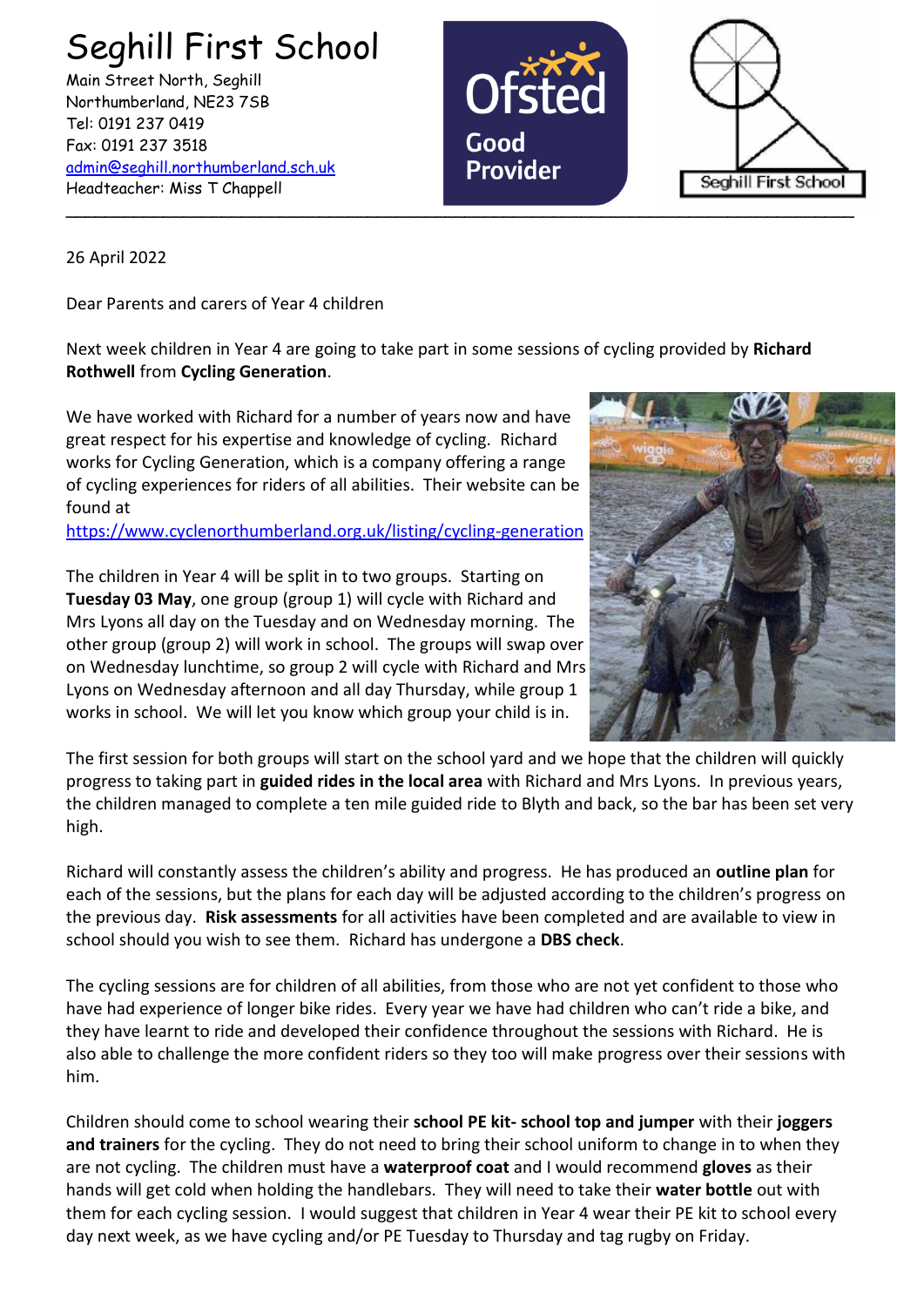# Seghill First School

Main Street North, Seghill
Northumberland, NE23 7SB
Tel: 0191 237 0419
Fax: 0191 237 3518
[admin@seghill.northumberland.sch.uk](mailto:admin@seghill.northumberland.sch.uk)
Headteacher: Miss T Chappell

Ofsted Good Provider

Seghill First School

---

26 April 2022

Dear Parents and carers of Year 4 children

Next week children in Year 4 are going to take part in some sessions of cycling provided by **Richard Rothwell** from **Cycling Generation**.

We have worked with Richard for a number of years now and have great respect for his expertise and knowledge of cycling. Richard works for Cycling Generation, which is a company offering a range of cycling experiences for riders of all abilities. Their website can be found at [https://www.cyclenorthumberland.org.uk/listing/cycling-generation](https://www.cyclenorthumberland.org.uk/listing/cycling-generation)

The children in Year 4 will be split in to two groups. Starting on **Tuesday 03 May**, one group (group 1) will cycle with Richard and Mrs Lyons all day on the Tuesday and on Wednesday morning. The other group (group 2) will work in school. The groups will swap over on Wednesday lunchtime, so group 2 will cycle with Richard and Mrs Lyons on Wednesday afternoon and all day Thursday, while group 1 works in school. We will let you know which group your child is in.

The first session for both groups will start on the school yard and we hope that the children will quickly progress to taking part in **guided rides in the local area** with Richard and Mrs Lyons. In previous years, the children managed to complete a ten mile guided ride to Blyth and back, so the bar has been set very high.

Richard will constantly assess the children's ability and progress. He has produced an **outline plan** for each of the sessions, but the plans for each day will be adjusted according to the children's progress on the previous day. **Risk assessments** for all activities have been completed and are available to view in school should you wish to see them. Richard has undergone a **DBS check**.

The cycling sessions are for children of all abilities, from those who are not yet confident to those who have had experience of longer bike rides. Every year we have had children who can't ride a bike, and they have learnt to ride and developed their confidence throughout the sessions with Richard. He is also able to challenge the more confident riders so they too will make progress over their sessions with him.

Children should come to school wearing their **school PE kit- school top and jumper** with their **joggers and trainers** for the cycling. They do not need to bring their school uniform to change in to when they are not cycling. The children must have a **waterproof coat** and I would recommend **gloves** as their hands will get cold when holding the handlebars. They will need to take their **water bottle** out with them for each cycling session. I would suggest that children in Year 4 wear their PE kit to school every day next week, as we have cycling and/or PE Tuesday to Thursday and tag rugby on Friday.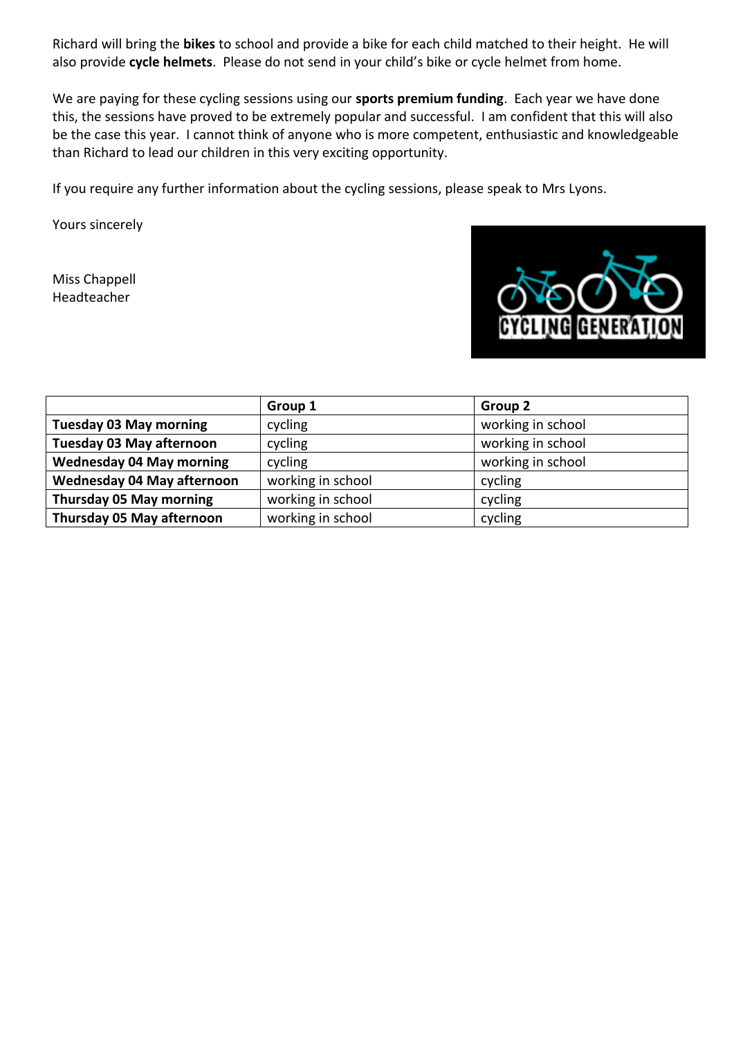Richard will bring the **bikes** to school and provide a bike for each child matched to their height. He will also provide **cycle helmets**. Please do not send in your child's bike or cycle helmet from home.

We are paying for these cycling sessions using our **sports premium funding**. Each year we have done this, the sessions have proved to be extremely popular and successful. I am confident that this will also be the case this year. I cannot think of anyone who is more competent, enthusiastic and knowledgeable than Richard to lead our children in this very exciting opportunity.

If you require any further information about the cycling sessions, please speak to Mrs Lyons.

Yours sincerely

Miss Chappell
Headteacher

| | **Group 1** | **Group 2** |
|---|---|---|
| **Tuesday 03 May morning** | cycling | working in school |
| **Tuesday 03 May afternoon** | cycling | working in school |
| **Wednesday 04 May morning** | cycling | working in school |
| **Wednesday 04 May afternoon** | working in school | cycling |
| **Thursday 05 May morning** | working in school | cycling |
| **Thursday 05 May afternoon** | working in school | cycling |